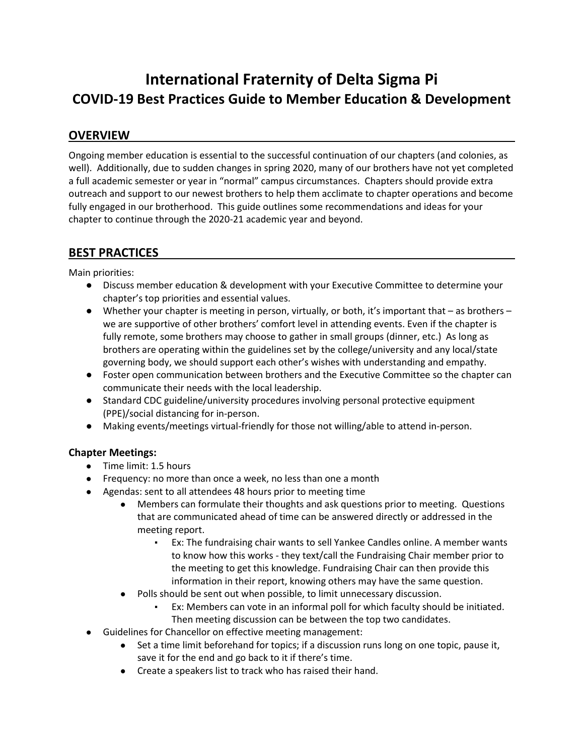# International Fraternity of Delta Sigma Pi
## COVID-19 Best Practices Guide to Member Education & Development

## OVERVIEW

Ongoing member education is essential to the successful continuation of our chapters (and colonies, as well). Additionally, due to sudden changes in spring 2020, many of our brothers have not yet completed a full academic semester or year in "normal" campus circumstances. Chapters should provide extra outreach and support to our newest brothers to help them acclimate to chapter operations and become fully engaged in our brotherhood. This guide outlines some recommendations and ideas for your chapter to continue through the 2020-21 academic year and beyond.

## BEST PRACTICES

Main priorities:

- Discuss member education & development with your Executive Committee to determine your chapter's top priorities and essential values.
- Whether your chapter is meeting in person, virtually, or both, it's important that – as brothers – we are supportive of other brothers' comfort level in attending events. Even if the chapter is fully remote, some brothers may choose to gather in small groups (dinner, etc.) As long as brothers are operating within the guidelines set by the college/university and any local/state governing body, we should support each other's wishes with understanding and empathy.
- Foster open communication between brothers and the Executive Committee so the chapter can communicate their needs with the local leadership.
- Standard CDC guideline/university procedures involving personal protective equipment (PPE)/social distancing for in-person.
- Making events/meetings virtual-friendly for those not willing/able to attend in-person.

### Chapter Meetings:

- Time limit: 1.5 hours
- Frequency: no more than once a week, no less than one a month
- Agendas: sent to all attendees 48 hours prior to meeting time
  - Members can formulate their thoughts and ask questions prior to meeting. Questions that are communicated ahead of time can be answered directly or addressed in the meeting report.
    - Ex: The fundraising chair wants to sell Yankee Candles online. A member wants to know how this works - they text/call the Fundraising Chair member prior to the meeting to get this knowledge. Fundraising Chair can then provide this information in their report, knowing others may have the same question.
  - Polls should be sent out when possible, to limit unnecessary discussion.
    - Ex: Members can vote in an informal poll for which faculty should be initiated. Then meeting discussion can be between the top two candidates.
- Guidelines for Chancellor on effective meeting management:
  - Set a time limit beforehand for topics; if a discussion runs long on one topic, pause it, save it for the end and go back to it if there's time.
  - Create a speakers list to track who has raised their hand.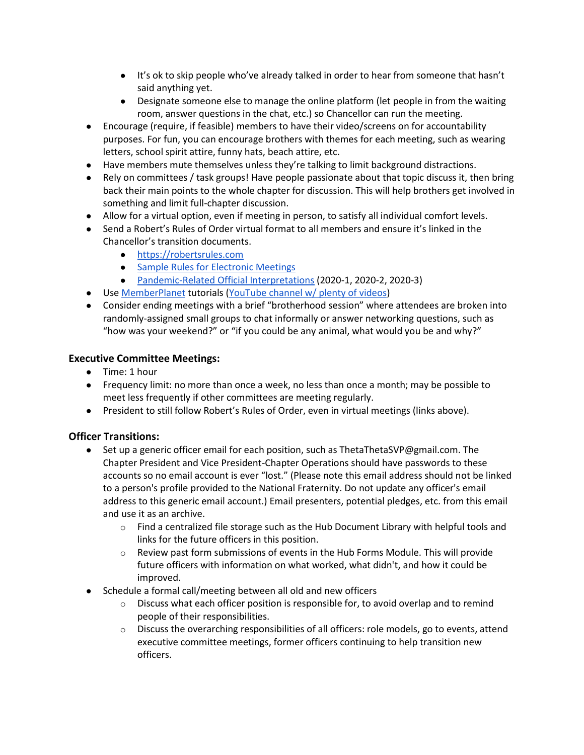- It's ok to skip people who've already talked in order to hear from someone that hasn't said anything yet.
    - Designate someone else to manage the online platform (let people in from the waiting room, answer questions in the chat, etc.) so Chancellor can run the meeting.
- Encourage (require, if feasible) members to have their video/screens on for accountability purposes. For fun, you can encourage brothers with themes for each meeting, such as wearing letters, school spirit attire, funny hats, beach attire, etc.
- Have members mute themselves unless they're talking to limit background distractions.
- Rely on committees / task groups! Have people passionate about that topic discuss it, then bring back their main points to the whole chapter for discussion. This will help brothers get involved in something and limit full-chapter discussion.
- Allow for a virtual option, even if meeting in person, to satisfy all individual comfort levels.
- Send a Robert's Rules of Order virtual format to all members and ensure it's linked in the Chancellor's transition documents.
    - https://robertsrules.com
    - Sample Rules for Electronic Meetings
    - Pandemic-Related Official Interpretations (2020-1, 2020-2, 2020-3)
- Use MemberPlanet tutorials (YouTube channel w/ plenty of videos)
- Consider ending meetings with a brief "brotherhood session" where attendees are broken into randomly-assigned small groups to chat informally or answer networking questions, such as "how was your weekend?" or "if you could be any animal, what would you be and why?"

### Executive Committee Meetings:

- Time: 1 hour
- Frequency limit: no more than once a week, no less than once a month; may be possible to meet less frequently if other committees are meeting regularly.
- President to still follow Robert's Rules of Order, even in virtual meetings (links above).

### Officer Transitions:

- Set up a generic officer email for each position, such as ThetaThetaSVP@gmail.com. The Chapter President and Vice President-Chapter Operations should have passwords to these accounts so no email account is ever "lost." (Please note this email address should not be linked to a person's profile provided to the National Fraternity. Do not update any officer's email address to this generic email account.) Email presenters, potential pledges, etc. from this email and use it as an archive.
    - Find a centralized file storage such as the Hub Document Library with helpful tools and links for the future officers in this position.
    - Review past form submissions of events in the Hub Forms Module. This will provide future officers with information on what worked, what didn't, and how it could be improved.
- Schedule a formal call/meeting between all old and new officers
    - Discuss what each officer position is responsible for, to avoid overlap and to remind people of their responsibilities.
    - Discuss the overarching responsibilities of all officers: role models, go to events, attend executive committee meetings, former officers continuing to help transition new officers.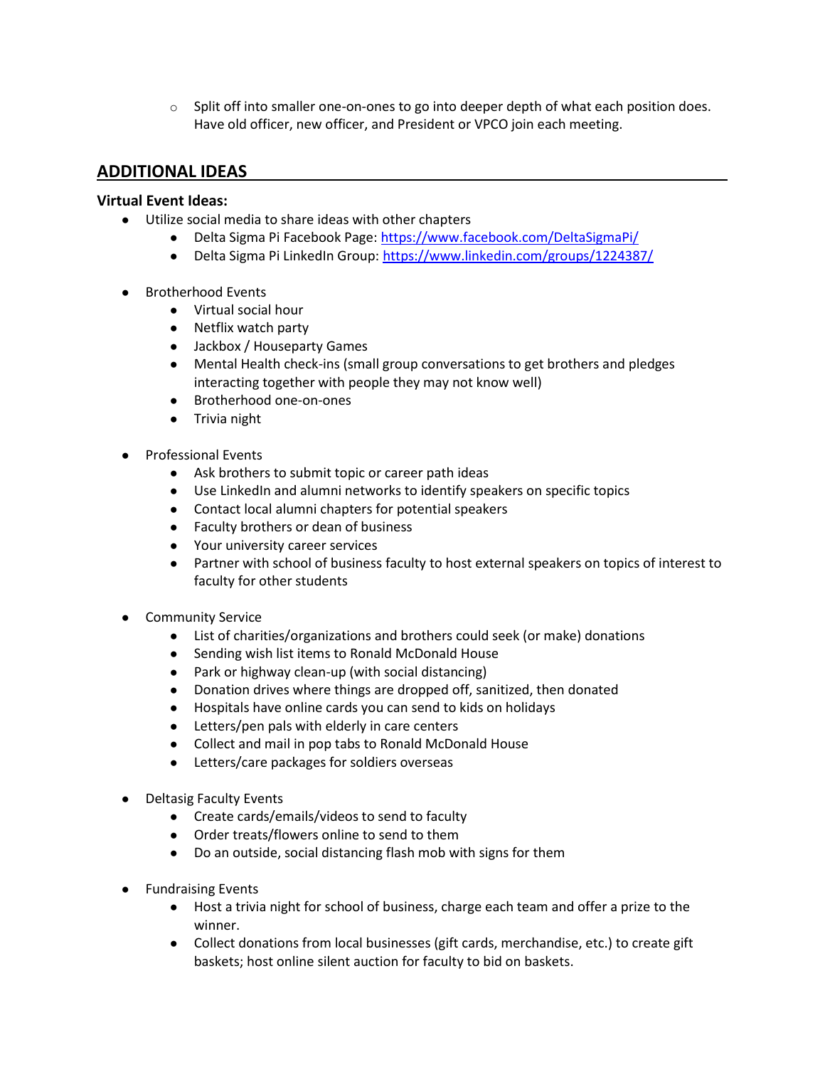- Split off into smaller one-on-ones to go into deeper depth of what each position does. Have old officer, new officer, and President or VPCO join each meeting.

## ADDITIONAL IDEAS

**Virtual Event Ideas:**

- Utilize social media to share ideas with other chapters
  - Delta Sigma Pi Facebook Page: https://www.facebook.com/DeltaSigmaPi/
  - Delta Sigma Pi LinkedIn Group: https://www.linkedin.com/groups/1224387/

- Brotherhood Events
  - Virtual social hour
  - Netflix watch party
  - Jackbox / Houseparty Games
  - Mental Health check-ins (small group conversations to get brothers and pledges interacting together with people they may not know well)
  - Brotherhood one-on-ones
  - Trivia night

- Professional Events
  - Ask brothers to submit topic or career path ideas
  - Use LinkedIn and alumni networks to identify speakers on specific topics
  - Contact local alumni chapters for potential speakers
  - Faculty brothers or dean of business
  - Your university career services
  - Partner with school of business faculty to host external speakers on topics of interest to faculty for other students

- Community Service
  - List of charities/organizations and brothers could seek (or make) donations
  - Sending wish list items to Ronald McDonald House
  - Park or highway clean-up (with social distancing)
  - Donation drives where things are dropped off, sanitized, then donated
  - Hospitals have online cards you can send to kids on holidays
  - Letters/pen pals with elderly in care centers
  - Collect and mail in pop tabs to Ronald McDonald House
  - Letters/care packages for soldiers overseas

- Deltasig Faculty Events
  - Create cards/emails/videos to send to faculty
  - Order treats/flowers online to send to them
  - Do an outside, social distancing flash mob with signs for them

- Fundraising Events
  - Host a trivia night for school of business, charge each team and offer a prize to the winner.
  - Collect donations from local businesses (gift cards, merchandise, etc.) to create gift baskets; host online silent auction for faculty to bid on baskets.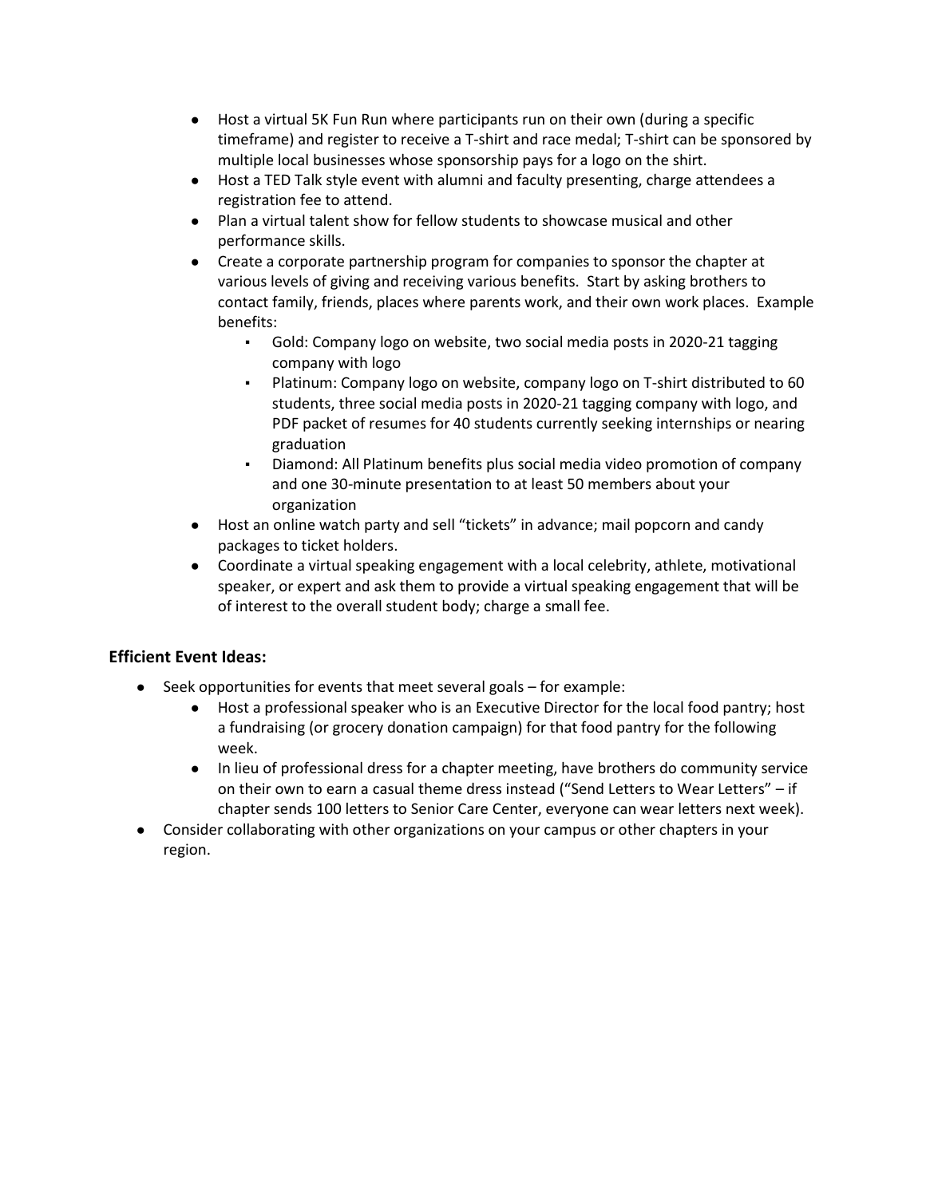- Host a virtual 5K Fun Run where participants run on their own (during a specific timeframe) and register to receive a T-shirt and race medal; T-shirt can be sponsored by multiple local businesses whose sponsorship pays for a logo on the shirt.
- Host a TED Talk style event with alumni and faculty presenting, charge attendees a registration fee to attend.
- Plan a virtual talent show for fellow students to showcase musical and other performance skills.
- Create a corporate partnership program for companies to sponsor the chapter at various levels of giving and receiving various benefits. Start by asking brothers to contact family, friends, places where parents work, and their own work places. Example benefits:
    - Gold: Company logo on website, two social media posts in 2020-21 tagging company with logo
    - Platinum: Company logo on website, company logo on T-shirt distributed to 60 students, three social media posts in 2020-21 tagging company with logo, and PDF packet of resumes for 40 students currently seeking internships or nearing graduation
    - Diamond: All Platinum benefits plus social media video promotion of company and one 30-minute presentation to at least 50 members about your organization
- Host an online watch party and sell "tickets" in advance; mail popcorn and candy packages to ticket holders.
- Coordinate a virtual speaking engagement with a local celebrity, athlete, motivational speaker, or expert and ask them to provide a virtual speaking engagement that will be of interest to the overall student body; charge a small fee.

### Efficient Event Ideas:

- Seek opportunities for events that meet several goals – for example:
    - Host a professional speaker who is an Executive Director for the local food pantry; host a fundraising (or grocery donation campaign) for that food pantry for the following week.
    - In lieu of professional dress for a chapter meeting, have brothers do community service on their own to earn a casual theme dress instead ("Send Letters to Wear Letters" – if chapter sends 100 letters to Senior Care Center, everyone can wear letters next week).
- Consider collaborating with other organizations on your campus or other chapters in your region.